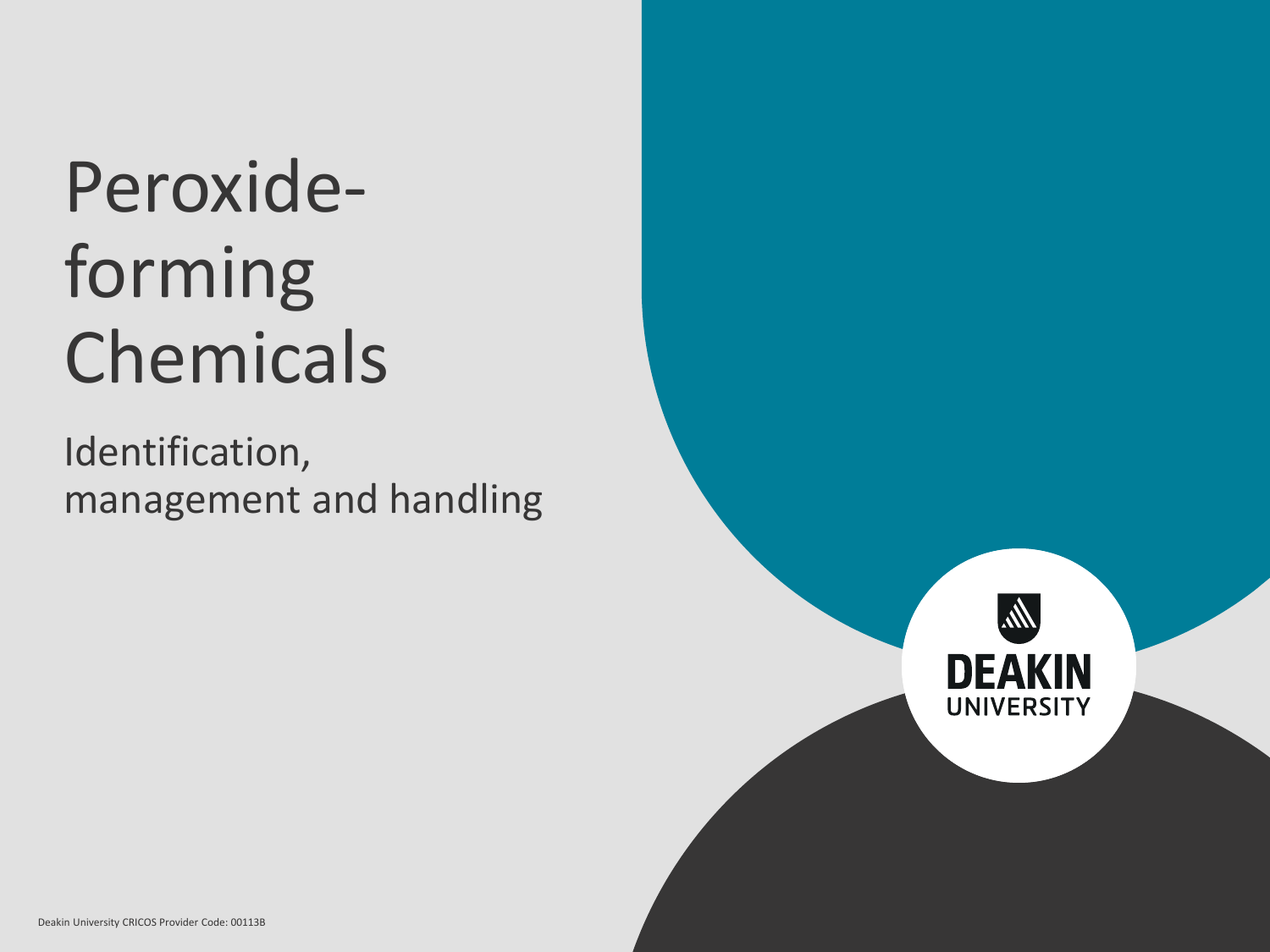# Peroxide-forming Chemicals

Identification, management and handling

DEAKIN UNIVERSITY

Deakin University CRICOS Provider Code: 00113B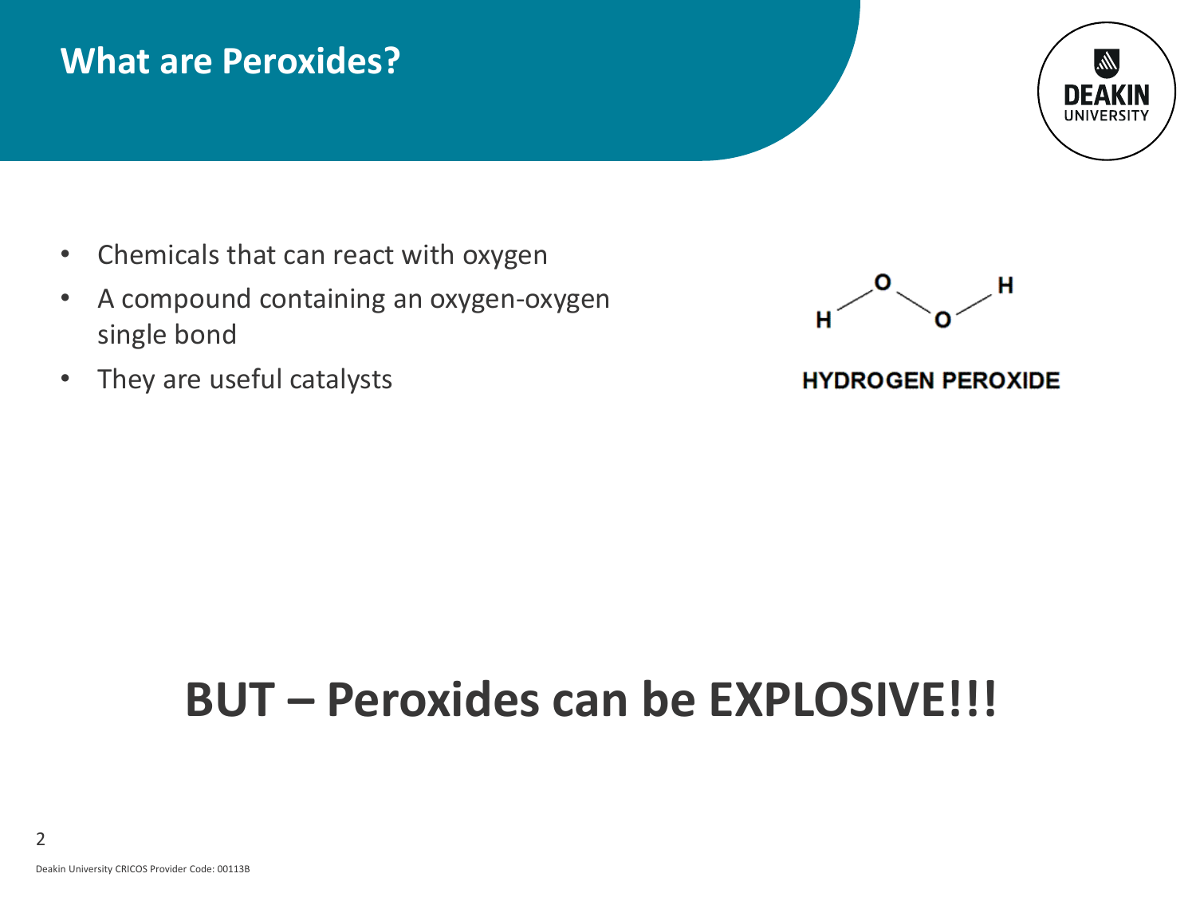# What are Peroxides?

- Chemicals that can react with oxygen
- A compound containing an oxygen-oxygen single bond
- They are useful catalysts

HYDROGEN PEROXIDE

## BUT – Peroxides can be EXPLOSIVE!!!

Deakin University CRICOS Provider Code: 00113B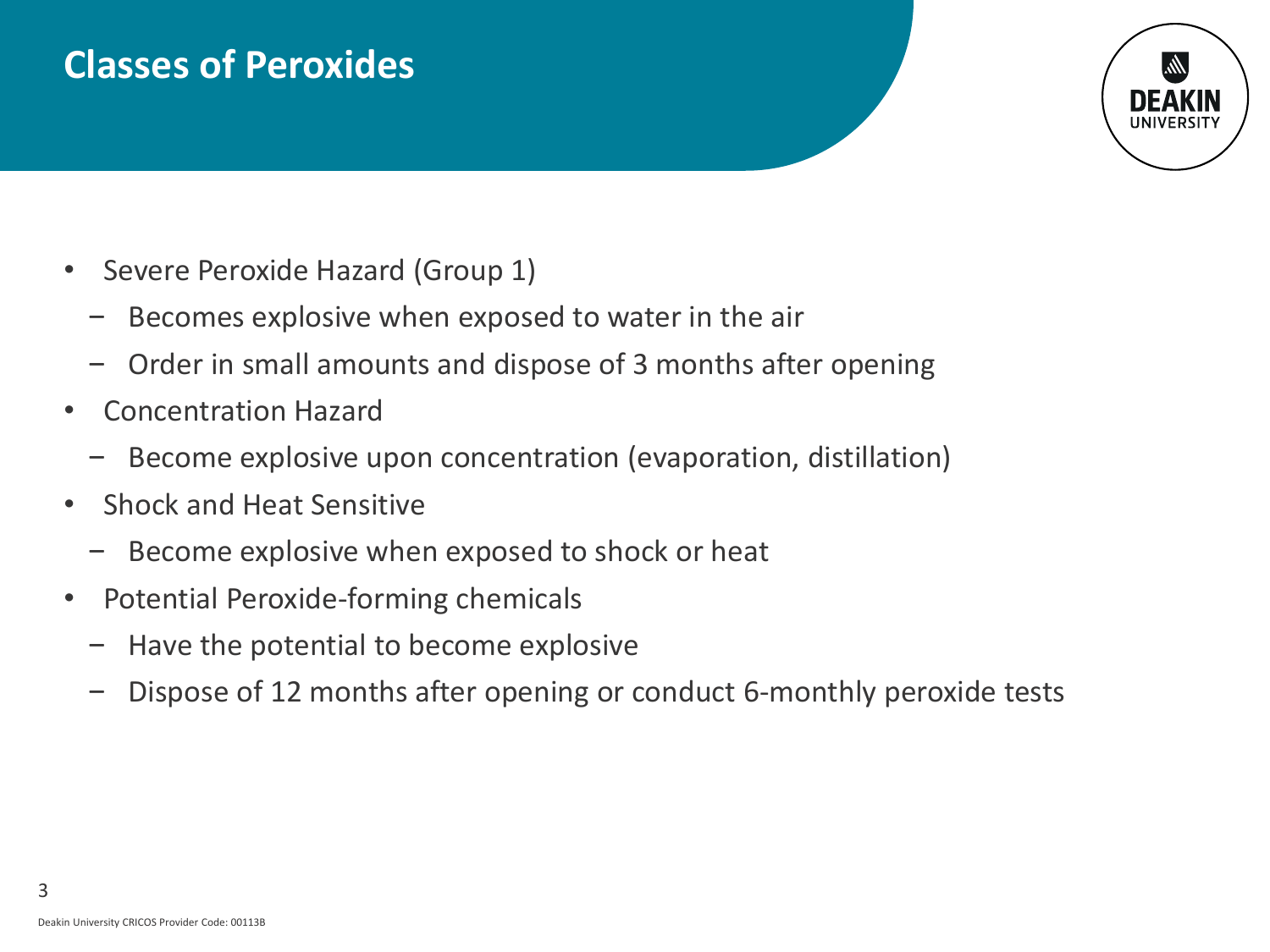# Classes of Peroxides

- Severe Peroxide Hazard (Group 1)
  - Becomes explosive when exposed to water in the air
  - Order in small amounts and dispose of 3 months after opening
- Concentration Hazard
  - Become explosive upon concentration (evaporation, distillation)
- Shock and Heat Sensitive
  - Become explosive when exposed to shock or heat
- Potential Peroxide-forming chemicals
  - Have the potential to become explosive
  - Dispose of 12 months after opening or conduct 6-monthly peroxide tests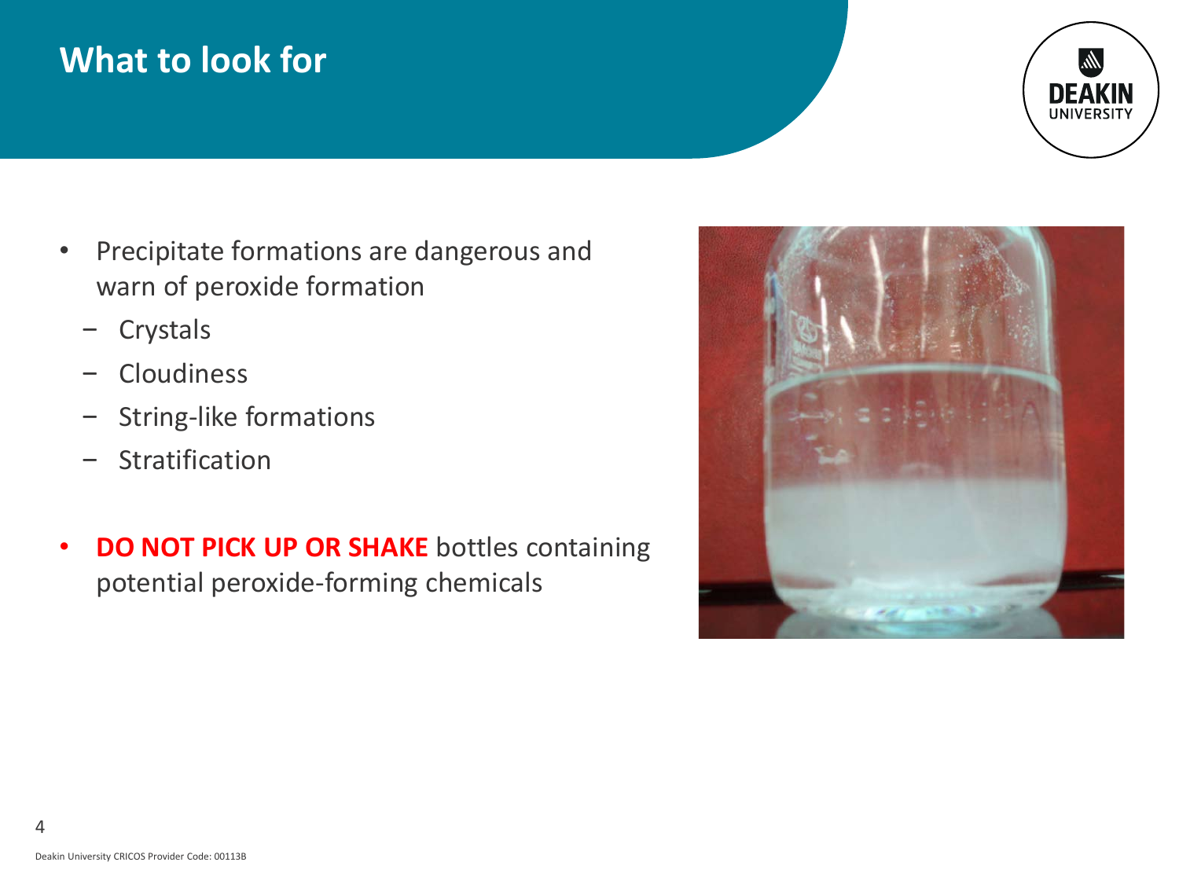# What to look for

- Precipitate formations are dangerous and warn of peroxide formation
  - Crystals
  - Cloudiness
  - String-like formations
  - Stratification
- **DO NOT PICK UP OR SHAKE** bottles containing potential peroxide-forming chemicals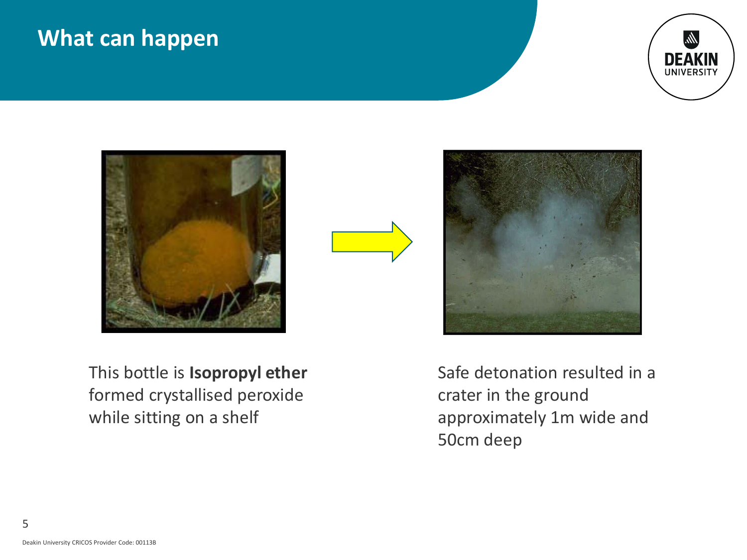# What can happen

This bottle is **Isopropyl ether** formed crystallised peroxide while sitting on a shelf

Safe detonation resulted in a crater in the ground approximately 1m wide and 50cm deep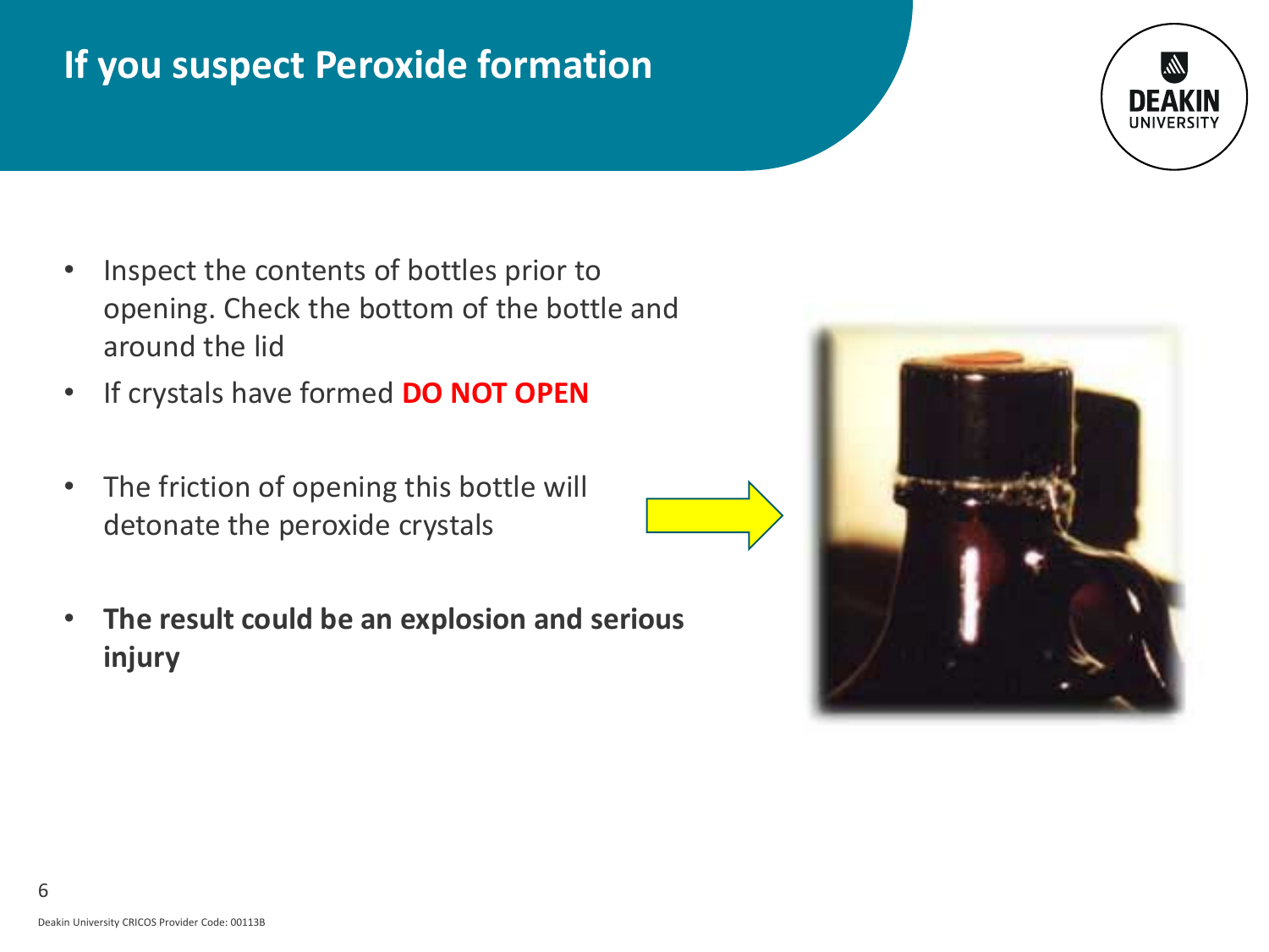# If you suspect Peroxide formation

- Inspect the contents of bottles prior to opening. Check the bottom of the bottle and around the lid
- If crystals have formed **DO NOT OPEN**
- The friction of opening this bottle will detonate the peroxide crystals
- **The result could be an explosion and serious injury**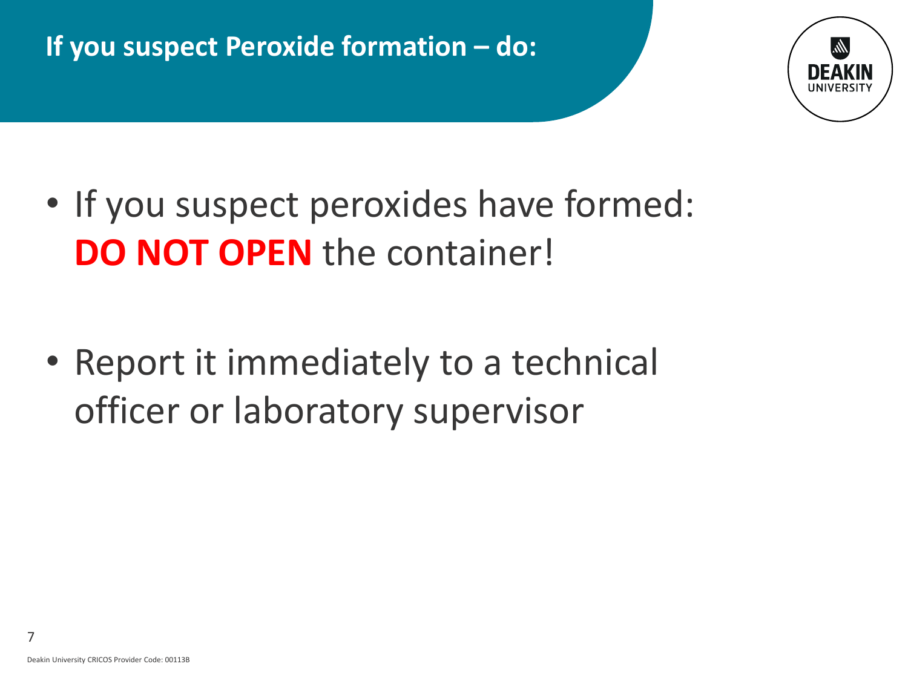# If you suspect Peroxide formation – do:

- If you suspect peroxides have formed: **DO NOT OPEN** the container!

- Report it immediately to a technical officer or laboratory supervisor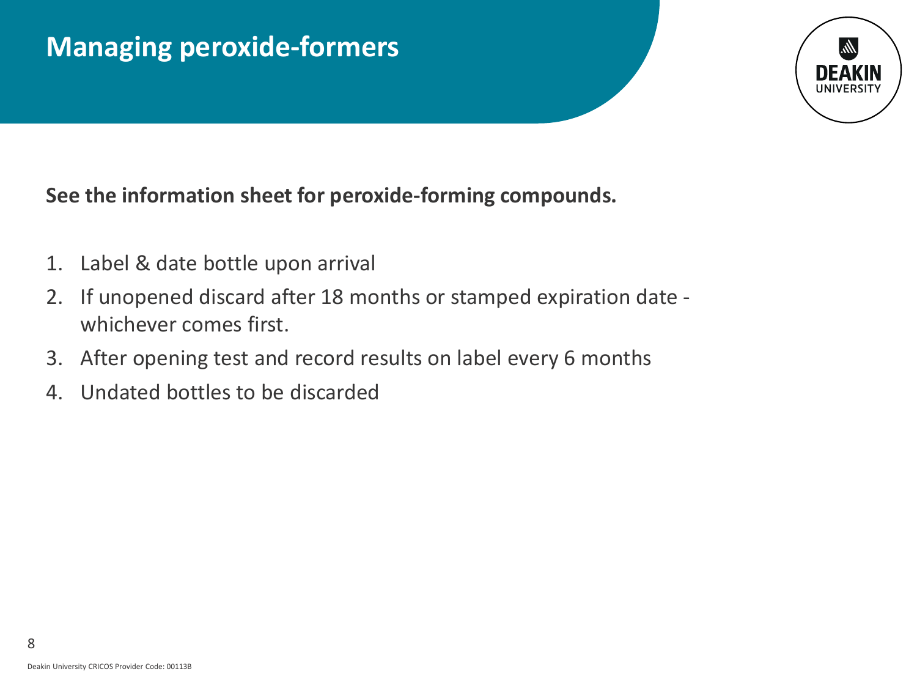# Managing peroxide-formers

**See the information sheet for peroxide-forming compounds.**

1. Label & date bottle upon arrival
2. If unopened discard after 18 months or stamped expiration date - whichever comes first.
3. After opening test and record results on label every 6 months
4. Undated bottles to be discarded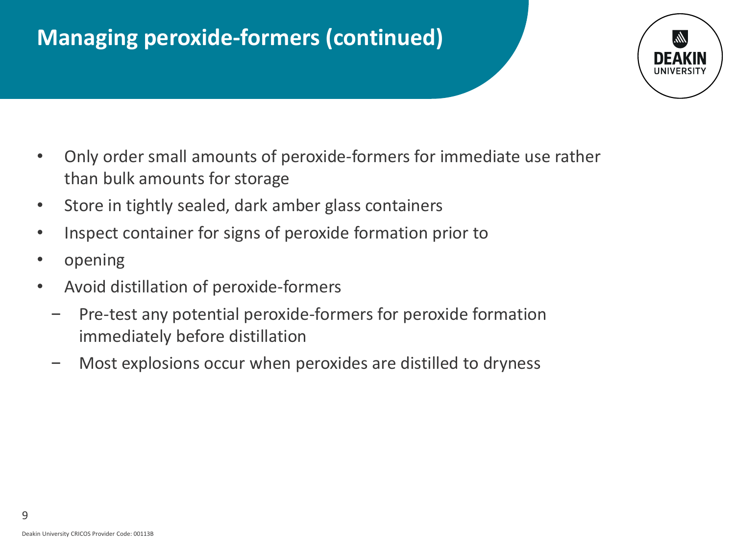# Managing peroxide-formers (continued)

- Only order small amounts of peroxide-formers for immediate use rather than bulk amounts for storage
- Store in tightly sealed, dark amber glass containers
- Inspect container for signs of peroxide formation prior to
- opening
- Avoid distillation of peroxide-formers
  - Pre-test any potential peroxide-formers for peroxide formation immediately before distillation
  - Most explosions occur when peroxides are distilled to dryness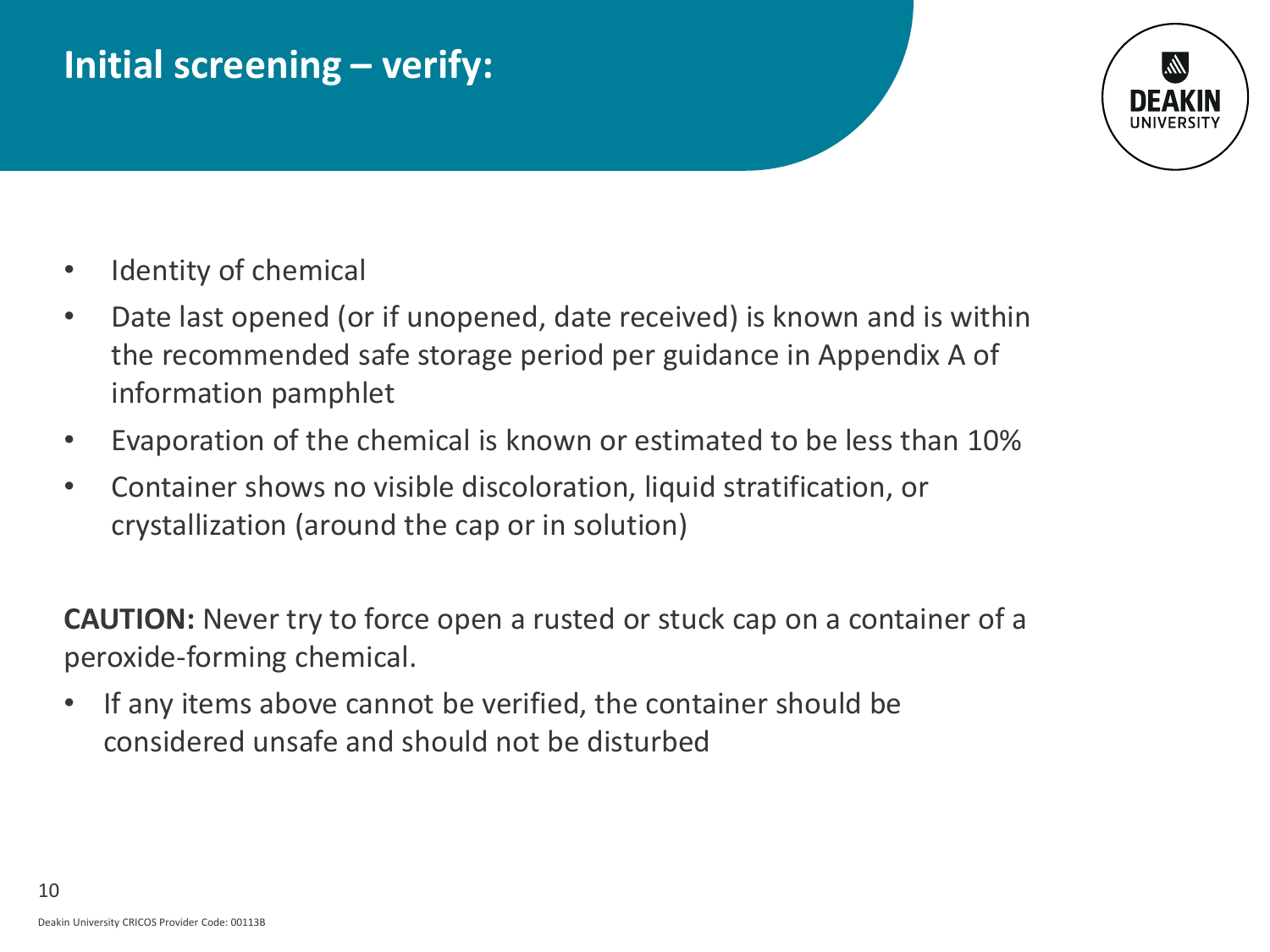# Initial screening – verify:

- Identity of chemical
- Date last opened (or if unopened, date received) is known and is within the recommended safe storage period per guidance in Appendix A of information pamphlet
- Evaporation of the chemical is known or estimated to be less than 10%
- Container shows no visible discoloration, liquid stratification, or crystallization (around the cap or in solution)

**CAUTION:** Never try to force open a rusted or stuck cap on a container of a peroxide-forming chemical.

- If any items above cannot be verified, the container should be considered unsafe and should not be disturbed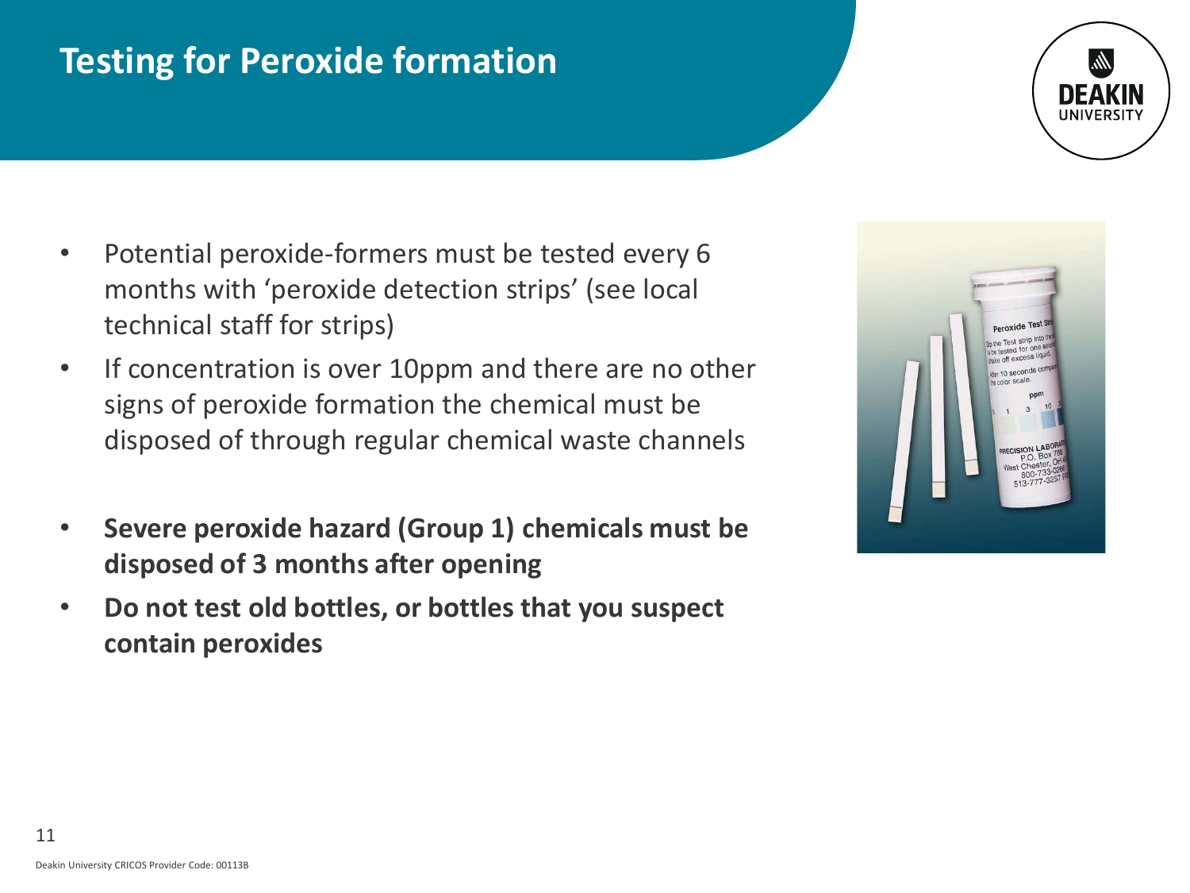# Testing for Peroxide formation

- Potential peroxide-formers must be tested every 6 months with 'peroxide detection strips' (see local technical staff for strips)
- If concentration is over 10ppm and there are no other signs of peroxide formation the chemical must be disposed of through regular chemical waste channels
- **Severe peroxide hazard (Group 1) chemicals must be disposed of 3 months after opening**
- **Do not test old bottles, or bottles that you suspect contain peroxides**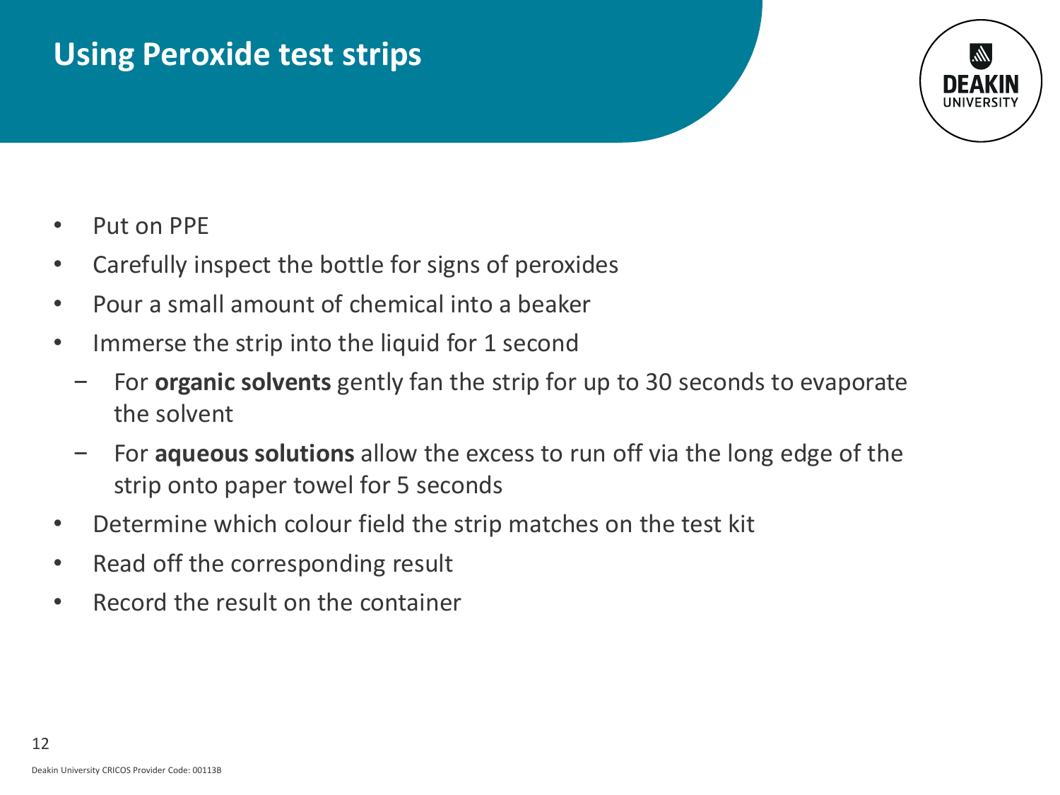# Using Peroxide test strips

- Put on PPE
- Carefully inspect the bottle for signs of peroxides
- Pour a small amount of chemical into a beaker
- Immerse the strip into the liquid for 1 second
  - For **organic solvents** gently fan the strip for up to 30 seconds to evaporate the solvent
  - For **aqueous solutions** allow the excess to run off via the long edge of the strip onto paper towel for 5 seconds
- Determine which colour field the strip matches on the test kit
- Read off the corresponding result
- Record the result on the container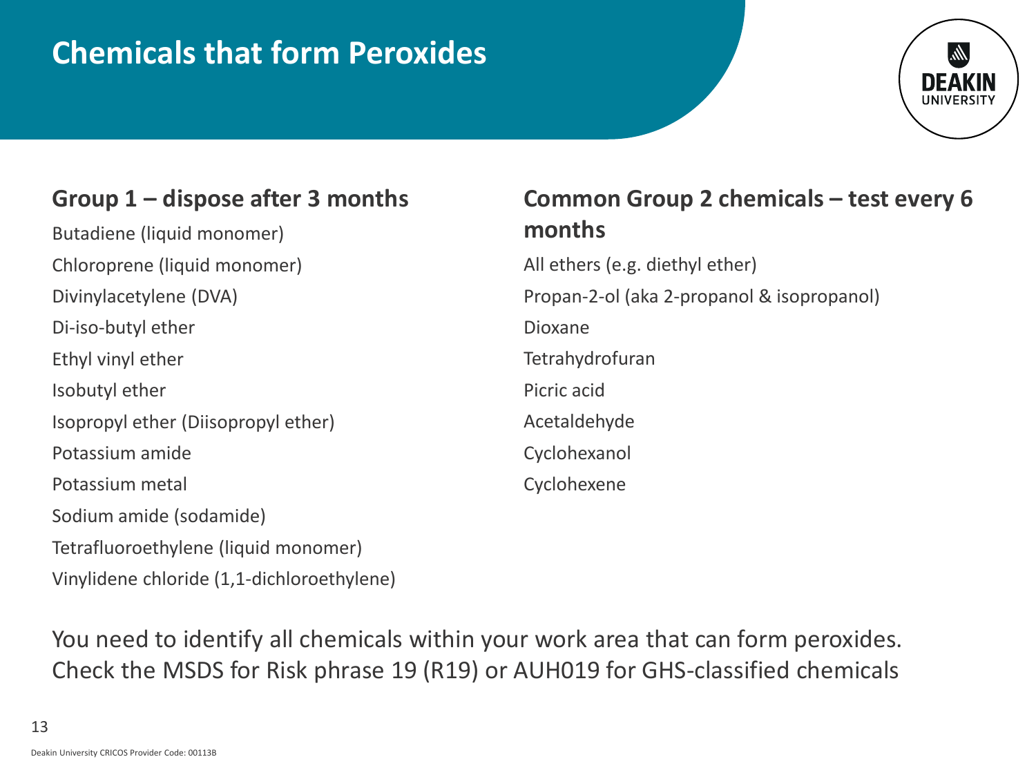# Chemicals that form Peroxides

## Group 1 – dispose after 3 months

Butadiene (liquid monomer)
Chloroprene (liquid monomer)
Divinylacetylene (DVA)
Di-iso-butyl ether
Ethyl vinyl ether
Isobutyl ether
Isopropyl ether (Diisopropyl ether)
Potassium amide
Potassium metal
Sodium amide (sodamide)
Tetrafluoroethylene (liquid monomer)
Vinylidene chloride (1,1-dichloroethylene)

## Common Group 2 chemicals – test every 6 months

All ethers (e.g. diethyl ether)
Propan-2-ol (aka 2-propanol & isopropanol)
Dioxane
Tetrahydrofuran
Picric acid
Acetaldehyde
Cyclohexanol
Cyclohexene

You need to identify all chemicals within your work area that can form peroxides. Check the MSDS for Risk phrase 19 (R19) or AUH019 for GHS-classified chemicals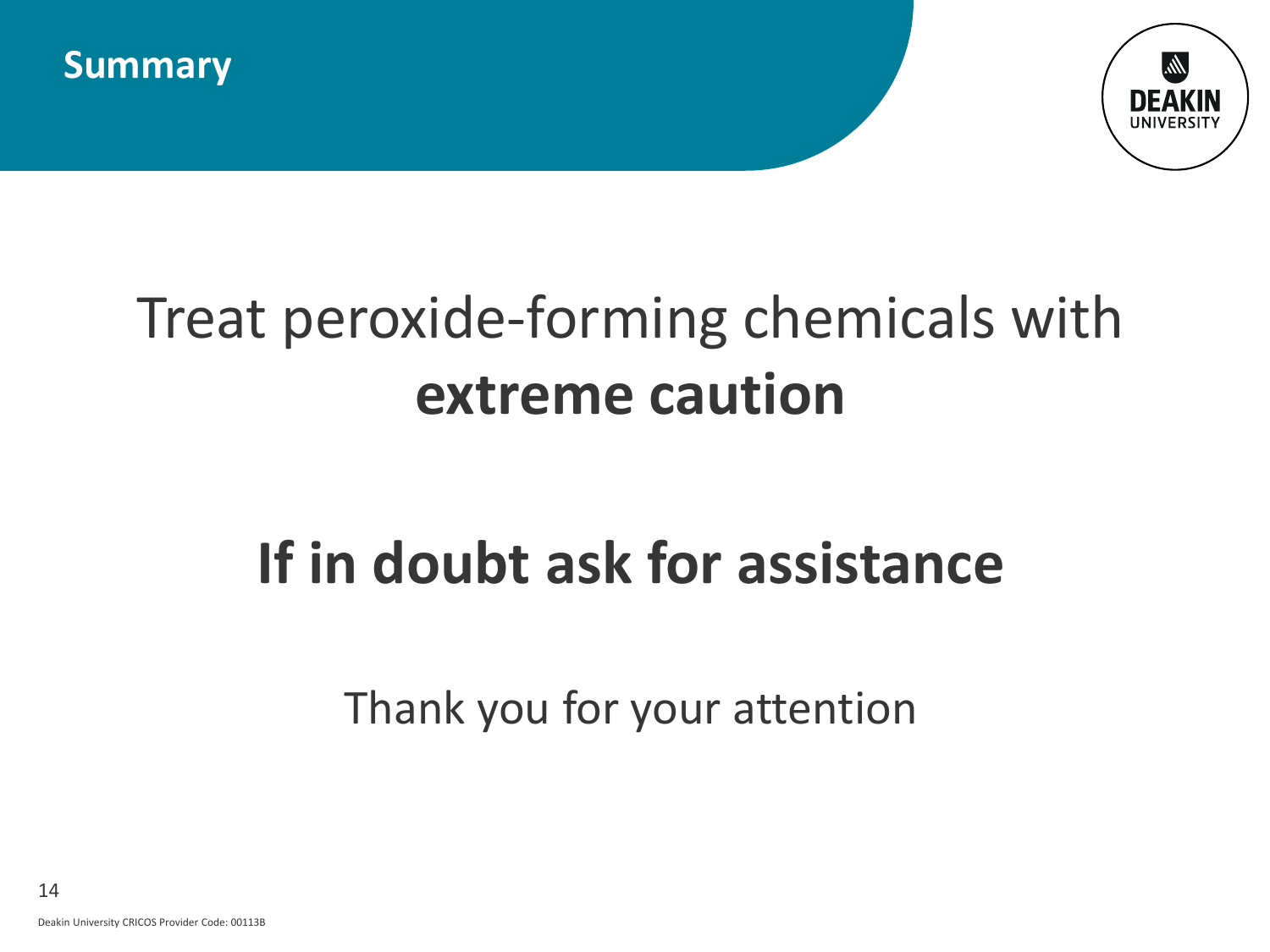# Summary

Treat peroxide-forming chemicals with **extreme caution**

**If in doubt ask for assistance**

Thank you for your attention

Deakin University CRICOS Provider Code: 00113B